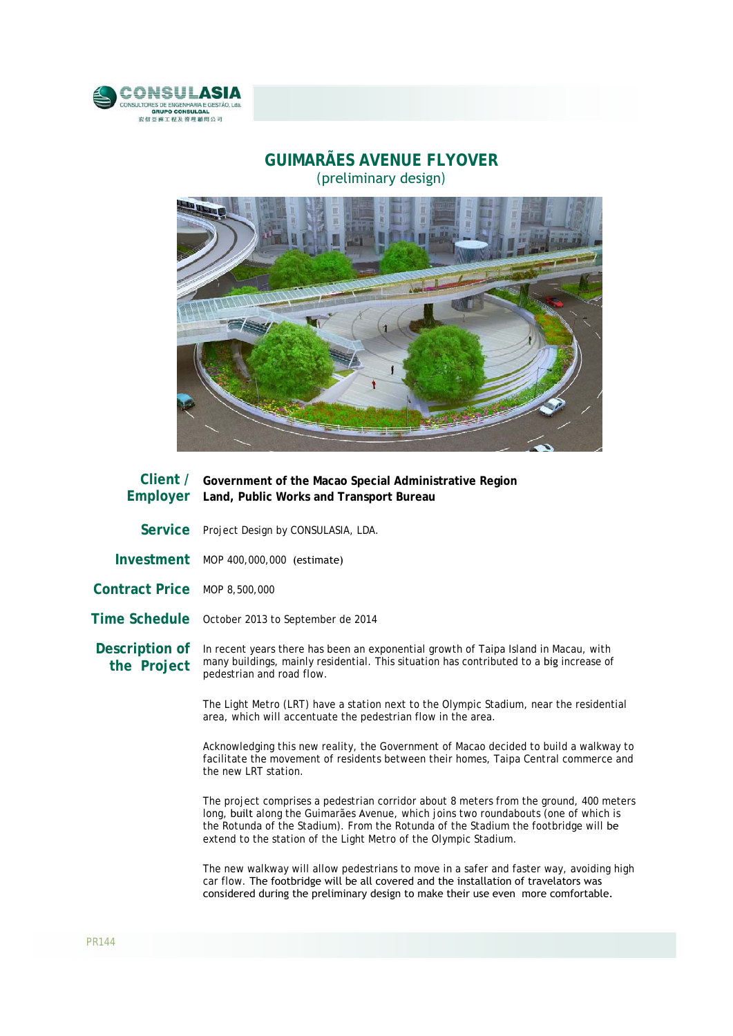# GUIMARÃES AVENUE FLYOVER

(preliminary design)

**Client / Employer** **Government of the Macao Special Administrative Region**
**Land, Public Works and Transport Bureau**

**Service** Project Design by CONSULASIA, LDA.

**Investment** MOP 400,000,000 (estimate)

**Contract Price** MOP 8,500,000

**Time Schedule** October 2013 to September de 2014

**Description of the Project**

In recent years there has been an exponential growth of Taipa Island in Macau, with many buildings, mainly residential. This situation has contributed to a big increase of pedestrian and road flow.

The Light Metro (LRT) have a station next to the Olympic Stadium, near the residential area, which will accentuate the pedestrian flow in the area.

Acknowledging this new reality, the Government of Macao decided to build a walkway to facilitate the movement of residents between their homes, Taipa Central commerce and the new LRT station.

The project comprises a pedestrian corridor about 8 meters from the ground, 400 meters long, built along the Guimarães Avenue, which joins two roundabouts (one of which is the Rotunda of the Stadium). From the Rotunda of the Stadium the footbridge will be extend to the station of the Light Metro of the Olympic Stadium.

The new walkway will allow pedestrians to move in a safer and faster way, avoiding high car flow. The footbridge will be all covered and the installation of travelators was considered during the preliminary design to make their use even more comfortable.

PR144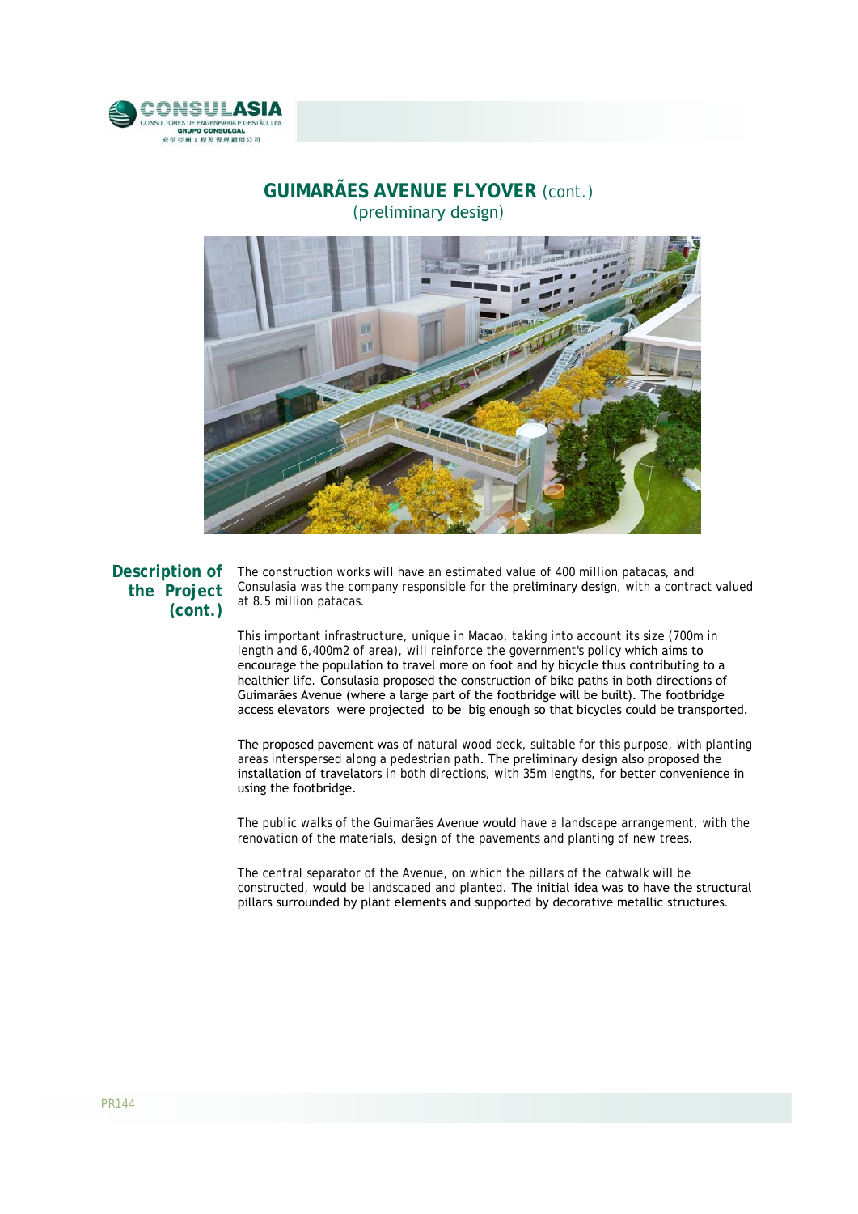# GUIMARÃES AVENUE FLYOVER (cont.)
(preliminary design)

## Description of the Project (cont.)

The construction works will have an estimated value of 400 million patacas, and Consulasia was the company responsible for the preliminary design, with a contract valued at 8.5 million patacas.

This important infrastructure, unique in Macao, taking into account its size (700m in length and 6,400m2 of area), will reinforce the government's policy which aims to encourage the population to travel more on foot and by bicycle thus contributing to a healthier life. Consulasia proposed the construction of bike paths in both directions of Guimarães Avenue (where a large part of the footbridge will be built). The footbridge access elevators were projected to be big enough so that bicycles could be transported.

The proposed pavement was of natural wood deck, suitable for this purpose, with planting areas interspersed along a pedestrian path. The preliminary design also proposed the installation of travelators in both directions, with 35m lengths, for better convenience in using the footbridge.

The public walks of the Guimarães Avenue would have a landscape arrangement, with the renovation of the materials, design of the pavements and planting of new trees.

The central separator of the Avenue, on which the pillars of the catwalk will be constructed, would be landscaped and planted. The initial idea was to have the structural pillars surrounded by plant elements and supported by decorative metallic structures.